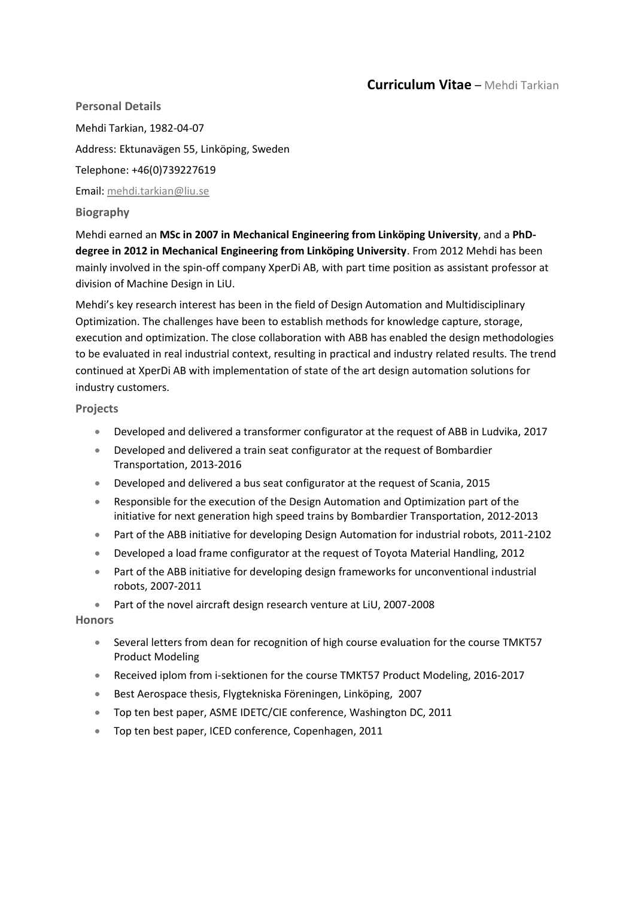# **Curriculum Vitae** – Mehdi Tarkian

## Personal Details

Mehdi Tarkian, 1982-04-07

Address: Ektunavägen 55, Linköping, Sweden

Telephone: +46(0)739227619

Email: mehdi.tarkian@liu.se

## Biography

Mehdi earned an **MSc in 2007 in Mechanical Engineering from Linköping University**, and a **PhD-degree in 2012 in Mechanical Engineering from Linköping University**. From 2012 Mehdi has been mainly involved in the spin-off company XperDi AB, with part time position as assistant professor at division of Machine Design in LiU.

Mehdi's key research interest has been in the field of Design Automation and Multidisciplinary Optimization. The challenges have been to establish methods for knowledge capture, storage, execution and optimization. The close collaboration with ABB has enabled the design methodologies to be evaluated in real industrial context, resulting in practical and industry related results. The trend continued at XperDi AB with implementation of state of the art design automation solutions for industry customers.

## Projects

- Developed and delivered a transformer configurator at the request of ABB in Ludvika, 2017
- Developed and delivered a train seat configurator at the request of Bombardier Transportation, 2013-2016
- Developed and delivered a bus seat configurator at the request of Scania, 2015
- Responsible for the execution of the Design Automation and Optimization part of the initiative for next generation high speed trains by Bombardier Transportation, 2012-2013
- Part of the ABB initiative for developing Design Automation for industrial robots, 2011-2102
- Developed a load frame configurator at the request of Toyota Material Handling, 2012
- Part of the ABB initiative for developing design frameworks for unconventional industrial robots, 2007-2011
- Part of the novel aircraft design research venture at LiU, 2007-2008

## Honors

- Several letters from dean for recognition of high course evaluation for the course TMKT57 Product Modeling
- Received iplom from i-sektionen for the course TMKT57 Product Modeling, 2016-2017
- Best Aerospace thesis, Flygtekniska Föreningen, Linköping, 2007
- Top ten best paper, ASME IDETC/CIE conference, Washington DC, 2011
- Top ten best paper, ICED conference, Copenhagen, 2011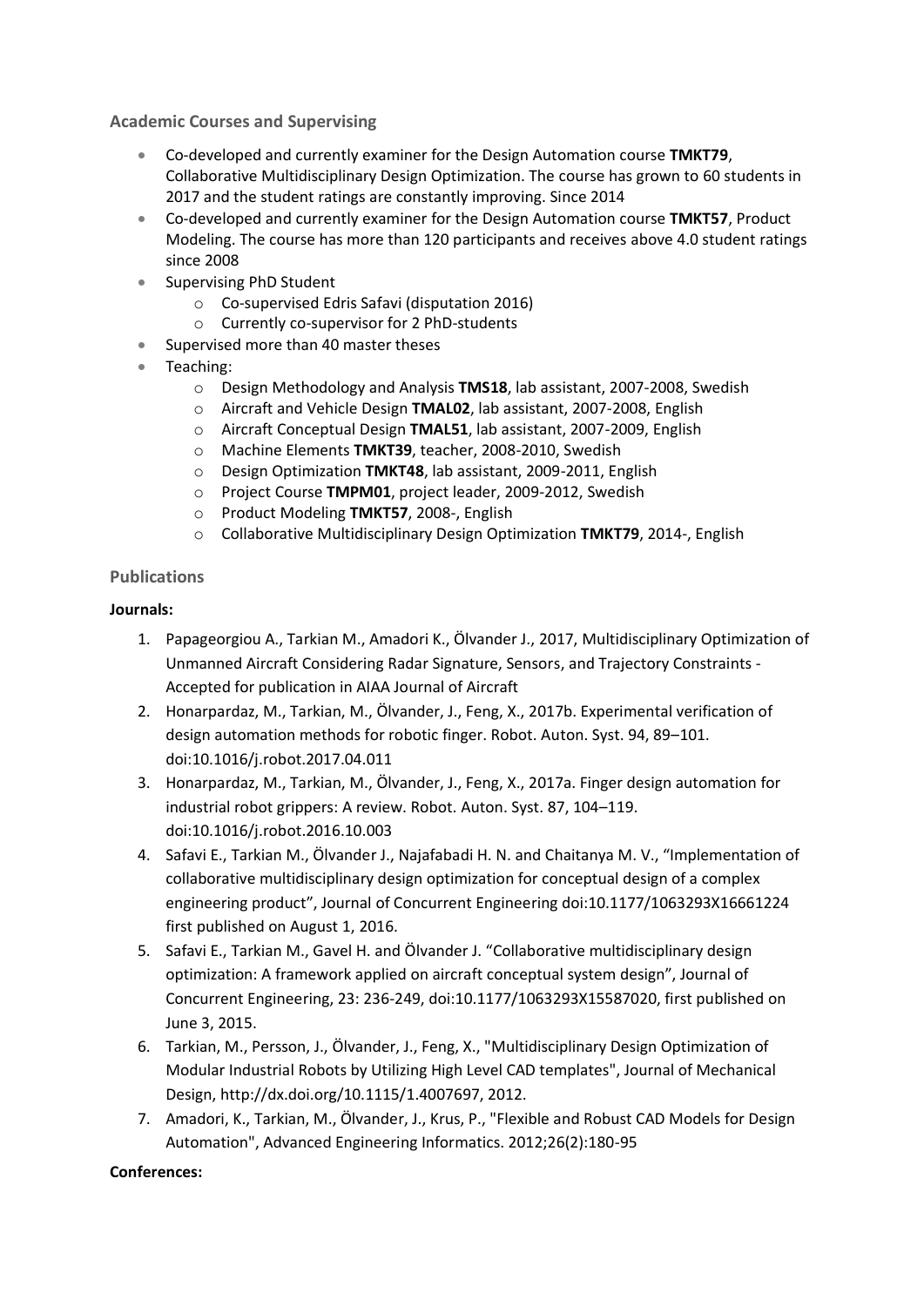## Academic Courses and Supervising

- Co-developed and currently examiner for the Design Automation course **TMKT79**, Collaborative Multidisciplinary Design Optimization. The course has grown to 60 students in 2017 and the student ratings are constantly improving. Since 2014
- Co-developed and currently examiner for the Design Automation course **TMKT57**, Product Modeling. The course has more than 120 participants and receives above 4.0 student ratings since 2008
- Supervising PhD Student
  - Co-supervised Edris Safavi (disputation 2016)
  - Currently co-supervisor for 2 PhD-students
- Supervised more than 40 master theses
- Teaching:
  - Design Methodology and Analysis **TMS18**, lab assistant, 2007-2008, Swedish
  - Aircraft and Vehicle Design **TMAL02**, lab assistant, 2007-2008, English
  - Aircraft Conceptual Design **TMAL51**, lab assistant, 2007-2009, English
  - Machine Elements **TMKT39**, teacher, 2008-2010, Swedish
  - Design Optimization **TMKT48**, lab assistant, 2009-2011, English
  - Project Course **TMPM01**, project leader, 2009-2012, Swedish
  - Product Modeling **TMKT57**, 2008-, English
  - Collaborative Multidisciplinary Design Optimization **TMKT79**, 2014-, English

## Publications

**Journals:**

1. Papageorgiou A., Tarkian M., Amadori K., Ölvander J., 2017, Multidisciplinary Optimization of Unmanned Aircraft Considering Radar Signature, Sensors, and Trajectory Constraints - Accepted for publication in AIAA Journal of Aircraft
2. Honarpardaz, M., Tarkian, M., Ölvander, J., Feng, X., 2017b. Experimental verification of design automation methods for robotic finger. Robot. Auton. Syst. 94, 89–101. doi:10.1016/j.robot.2017.04.011
3. Honarpardaz, M., Tarkian, M., Ölvander, J., Feng, X., 2017a. Finger design automation for industrial robot grippers: A review. Robot. Auton. Syst. 87, 104–119. doi:10.1016/j.robot.2016.10.003
4. Safavi E., Tarkian M., Ölvander J., Najafabadi H. N. and Chaitanya M. V., "Implementation of collaborative multidisciplinary design optimization for conceptual design of a complex engineering product", Journal of Concurrent Engineering doi:10.1177/1063293X16661224 first published on August 1, 2016.
5. Safavi E., Tarkian M., Gavel H. and Ölvander J. "Collaborative multidisciplinary design optimization: A framework applied on aircraft conceptual system design", Journal of Concurrent Engineering, 23: 236-249, doi:10.1177/1063293X15587020, first published on June 3, 2015.
6. Tarkian, M., Persson, J., Ölvander, J., Feng, X., "Multidisciplinary Design Optimization of Modular Industrial Robots by Utilizing High Level CAD templates", Journal of Mechanical Design, http://dx.doi.org/10.1115/1.4007697, 2012.
7. Amadori, K., Tarkian, M., Ölvander, J., Krus, P., "Flexible and Robust CAD Models for Design Automation", Advanced Engineering Informatics. 2012;26(2):180-95

**Conferences:**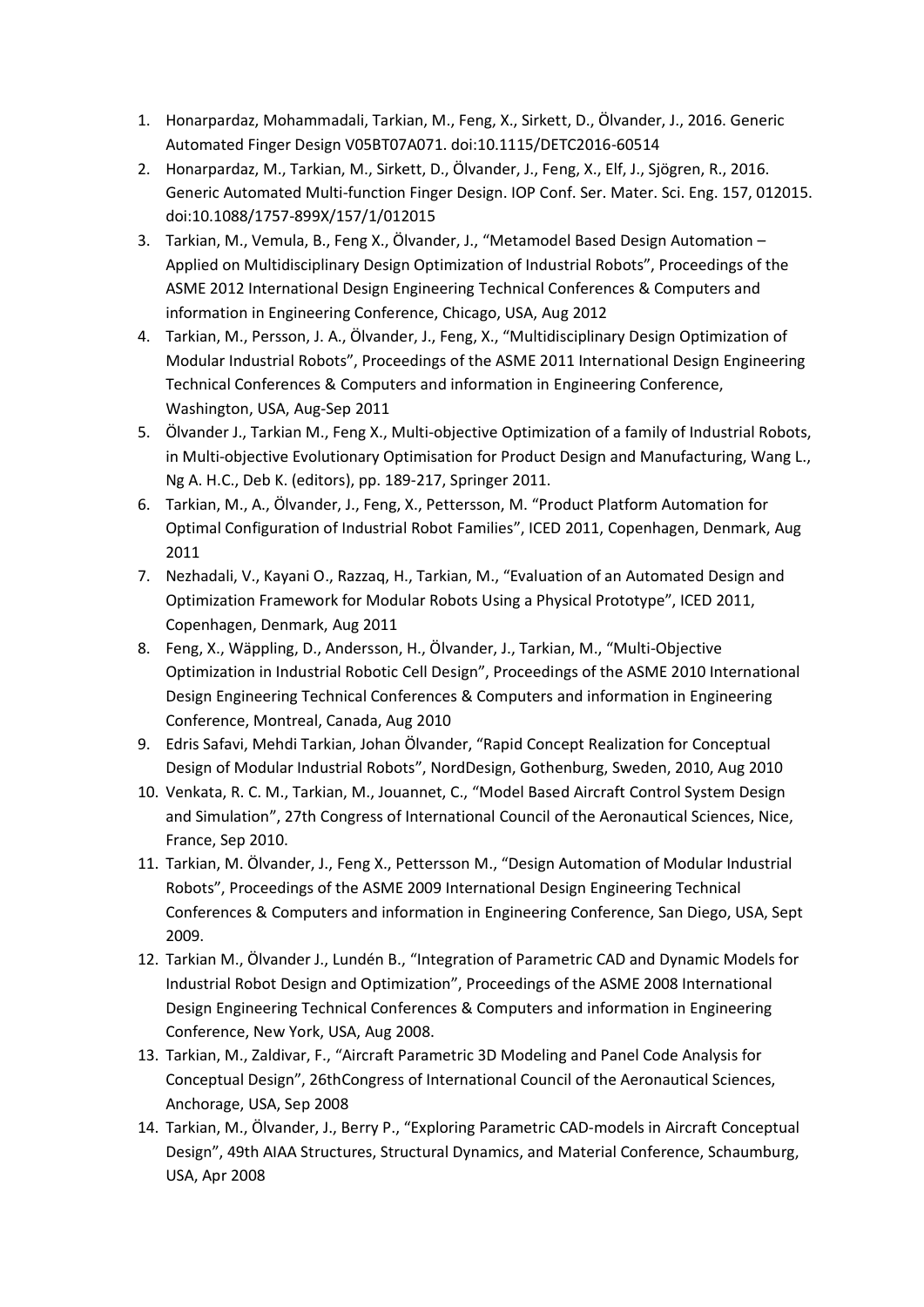1. Honarpardaz, Mohammadali, Tarkian, M., Feng, X., Sirkett, D., Ölvander, J., 2016. Generic Automated Finger Design V05BT07A071. doi:10.1115/DETC2016-60514
2. Honarpardaz, M., Tarkian, M., Sirkett, D., Ölvander, J., Feng, X., Elf, J., Sjögren, R., 2016. Generic Automated Multi-function Finger Design. IOP Conf. Ser. Mater. Sci. Eng. 157, 012015. doi:10.1088/1757-899X/157/1/012015
3. Tarkian, M., Vemula, B., Feng X., Ölvander, J., "Metamodel Based Design Automation – Applied on Multidisciplinary Design Optimization of Industrial Robots", Proceedings of the ASME 2012 International Design Engineering Technical Conferences & Computers and information in Engineering Conference, Chicago, USA, Aug 2012
4. Tarkian, M., Persson, J. A., Ölvander, J., Feng, X., "Multidisciplinary Design Optimization of Modular Industrial Robots", Proceedings of the ASME 2011 International Design Engineering Technical Conferences & Computers and information in Engineering Conference, Washington, USA, Aug-Sep 2011
5. Ölvander J., Tarkian M., Feng X., Multi-objective Optimization of a family of Industrial Robots, in Multi-objective Evolutionary Optimisation for Product Design and Manufacturing, Wang L., Ng A. H.C., Deb K. (editors), pp. 189-217, Springer 2011.
6. Tarkian, M., A., Ölvander, J., Feng, X., Pettersson, M. "Product Platform Automation for Optimal Configuration of Industrial Robot Families", ICED 2011, Copenhagen, Denmark, Aug 2011
7. Nezhadali, V., Kayani O., Razzaq, H., Tarkian, M., "Evaluation of an Automated Design and Optimization Framework for Modular Robots Using a Physical Prototype", ICED 2011, Copenhagen, Denmark, Aug 2011
8. Feng, X., Wäppling, D., Andersson, H., Ölvander, J., Tarkian, M., "Multi-Objective Optimization in Industrial Robotic Cell Design", Proceedings of the ASME 2010 International Design Engineering Technical Conferences & Computers and information in Engineering Conference, Montreal, Canada, Aug 2010
9. Edris Safavi, Mehdi Tarkian, Johan Ölvander, "Rapid Concept Realization for Conceptual Design of Modular Industrial Robots", NordDesign, Gothenburg, Sweden, 2010, Aug 2010
10. Venkata, R. C. M., Tarkian, M., Jouannet, C., "Model Based Aircraft Control System Design and Simulation", 27th Congress of International Council of the Aeronautical Sciences, Nice, France, Sep 2010.
11. Tarkian, M. Ölvander, J., Feng X., Pettersson M., "Design Automation of Modular Industrial Robots", Proceedings of the ASME 2009 International Design Engineering Technical Conferences & Computers and information in Engineering Conference, San Diego, USA, Sept 2009.
12. Tarkian M., Ölvander J., Lundén B., "Integration of Parametric CAD and Dynamic Models for Industrial Robot Design and Optimization", Proceedings of the ASME 2008 International Design Engineering Technical Conferences & Computers and information in Engineering Conference, New York, USA, Aug 2008.
13. Tarkian, M., Zaldivar, F., "Aircraft Parametric 3D Modeling and Panel Code Analysis for Conceptual Design", 26thCongress of International Council of the Aeronautical Sciences, Anchorage, USA, Sep 2008
14. Tarkian, M., Ölvander, J., Berry P., "Exploring Parametric CAD-models in Aircraft Conceptual Design", 49th AIAA Structures, Structural Dynamics, and Material Conference, Schaumburg, USA, Apr 2008